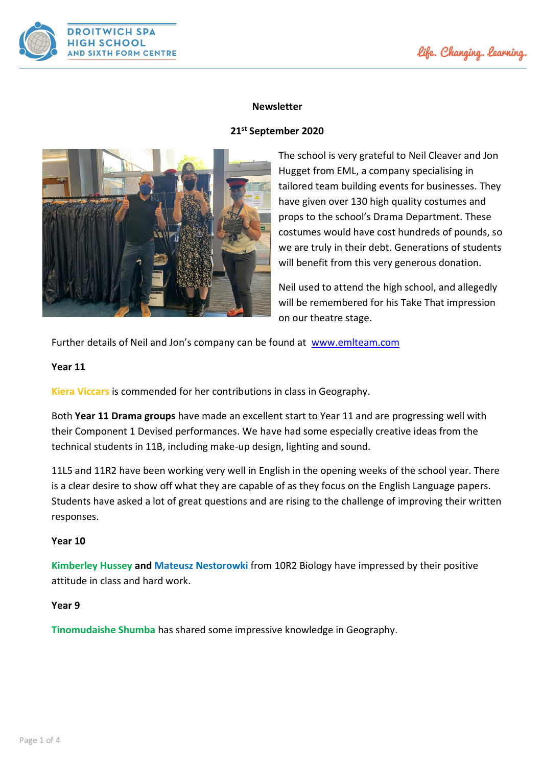**Newsletter**

**21st September 2020**

The school is very grateful to Neil Cleaver and Jon Hugget from EML, a company specialising in tailored team building events for businesses. They have given over 130 high quality costumes and props to the school's Drama Department. These costumes would have cost hundreds of pounds, so we are truly in their debt. Generations of students will benefit from this very generous donation.

Neil used to attend the high school, and allegedly will be remembered for his Take That impression on our theatre stage.

Further details of Neil and Jon's company can be found at [www.emlteam.com](http://www.emlteam.com)

**Year 11**

**Kiera Viccars** is commended for her contributions in class in Geography.

Both **Year 11 Drama groups** have made an excellent start to Year 11 and are progressing well with their Component 1 Devised performances. We have had some especially creative ideas from the technical students in 11B, including make-up design, lighting and sound.

11L5 and 11R2 have been working very well in English in the opening weeks of the school year. There is a clear desire to show off what they are capable of as they focus on the English Language papers. Students have asked a lot of great questions and are rising to the challenge of improving their written responses.

**Year 10**

**Kimberley Hussey and Mateusz Nestorowki** from 10R2 Biology have impressed by their positive attitude in class and hard work.

**Year 9**

**Tinomudaishe Shumba** has shared some impressive knowledge in Geography.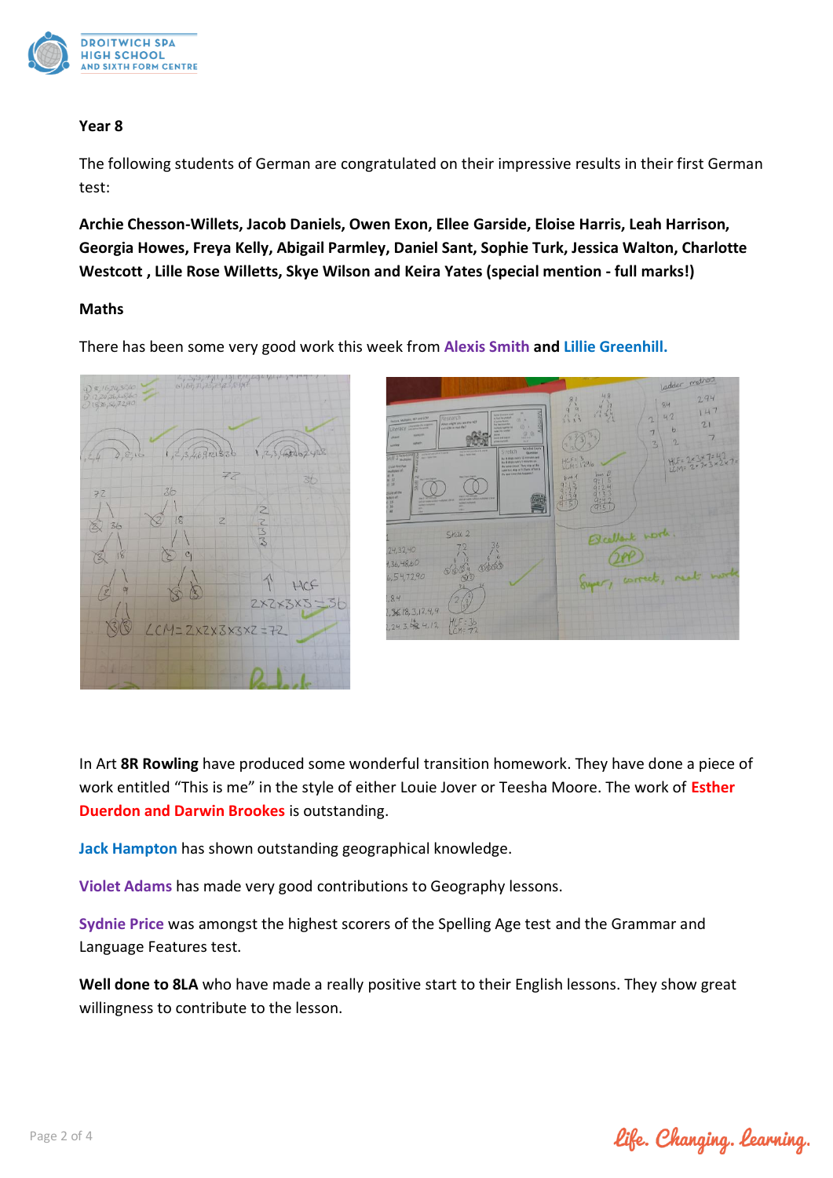## Year 8

The following students of German are congratulated on their impressive results in their first German test:

**Archie Chesson-Willets, Jacob Daniels, Owen Exon, Ellee Garside, Eloise Harris, Leah Harrison, Georgia Howes, Freya Kelly, Abigail Parmley, Daniel Sant, Sophie Turk, Jessica Walton, Charlotte Westcott , Lille Rose Willetts, Skye Wilson and Keira Yates (special mention - full marks!)**

## Maths

There has been some very good work this week from **Alexis Smith** **and** **Lillie Greenhill.**

In Art **8R Rowling** have produced some wonderful transition homework. They have done a piece of work entitled "This is me" in the style of either Louie Jover or Teesha Moore. The work of **Esther Duerdon and Darwin Brookes** is outstanding.

**Jack Hampton** has shown outstanding geographical knowledge.

**Violet Adams** has made very good contributions to Geography lessons.

**Sydnie Price** was amongst the highest scorers of the Spelling Age test and the Grammar and Language Features test.

**Well done to 8LA** who have made a really positive start to their English lessons. They show great willingness to contribute to the lesson.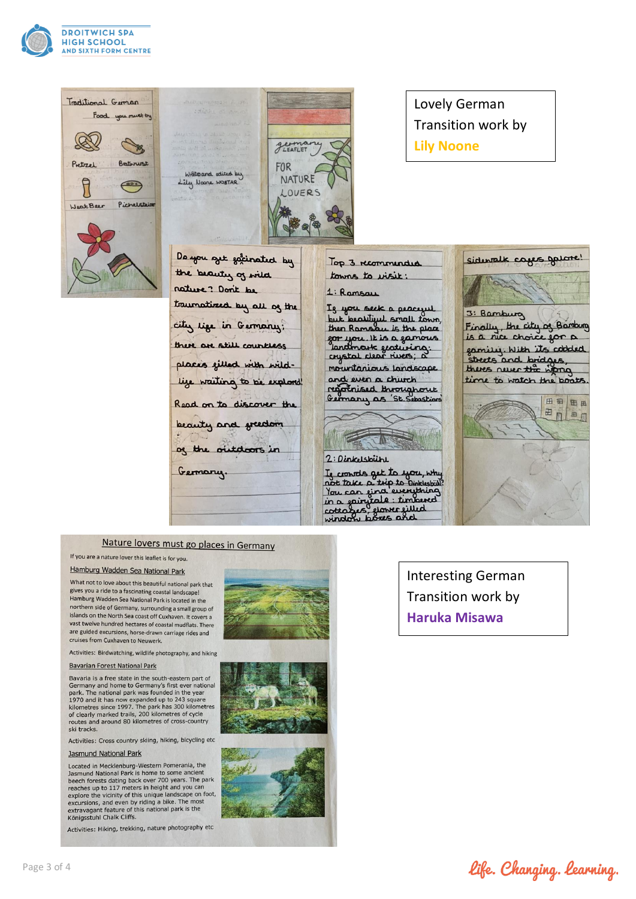Lovely German Transition work by **Lily Noone**

Traditional German Food you must try

Pretzel

Bratwurst

Weat Beer

Pichelsteiner

Written and edited by Lily Noone W0STAR

germany LEAFLET

FOR NATURE LOVERS

Do you get fascinated by the beauty of wild nature? Don't be traumatized by all of the city life in Germany; there are still countless places filled with wild-life waiting to be explored! Read on to discover the beauty and freedom of the outdoors in Germany.

Top 3 recommended towns to visit:

1: Ramsau

If you seek a peaceful but beautiful small town, then Ramsau is the place for you. It is a famous landmark featuring: crystal clear rivers; a mountainous landscape and even a church recognised throughout Germany as 'St. Sebastians'

2: Dinkelsbühl

If crowds get to you, why not take a trip to Dinkelsbühl? You can find everything in a fairytale: timbered cottages, flower filled window boxes and

Sidewalk cafes galore!

3: Bamburg

Finally, the city of Bamburg is a nice choice for a family. With its cobbled streets and bridges, theres never the wrong time to watch the boats.

Interesting German Transition work by **Haruka Misawa**

## Nature lovers must go places in Germany

If you are a nature lover this leaflet is for you.

### Hamburg Wadden Sea National Park

What not to love about this beautiful national park that gives you a ride to a fascinating coastal landscape! Hamburg Wadden Sea National Park is located in the northern side of Germany, surrounding a small group of islands on the North Sea coast off Cuxhaven. It covers a vast twelve hundred hectares of coastal mudflats. There are guided excursions, horse-drawn carriage rides and cruises from Cuxhaven to Neuwerk.

Activities: Birdwatching, wildlife photography, and hiking

### Bavarian Forest National Park

Bavaria is a free state in the south-eastern part of Germany and home to Germany's first ever national park. The national park was founded in the year 1970 and it has now expanded up to 243 square kilometres since 1997. The park has 300 kilometres of clearly marked trails, 200 kilometres of cycle routes and around 80 kilometres of cross-country ski tracks.

Activities: Cross country skiing, hiking, bicycling etc

### Jasmund National Park

Located in Mecklenburg-Western Pomerania, the Jasmund National Park is home to some ancient beech forests dating back over 700 years. The park reaches up to 117 meters in height and you can explore the vicinity of this unique landscape on foot, excursions, and even by riding a bike. The most extravagant feature of this national park is the Königsstuhl Chalk Cliffs.

Activities: Hiking, trekking, nature photography etc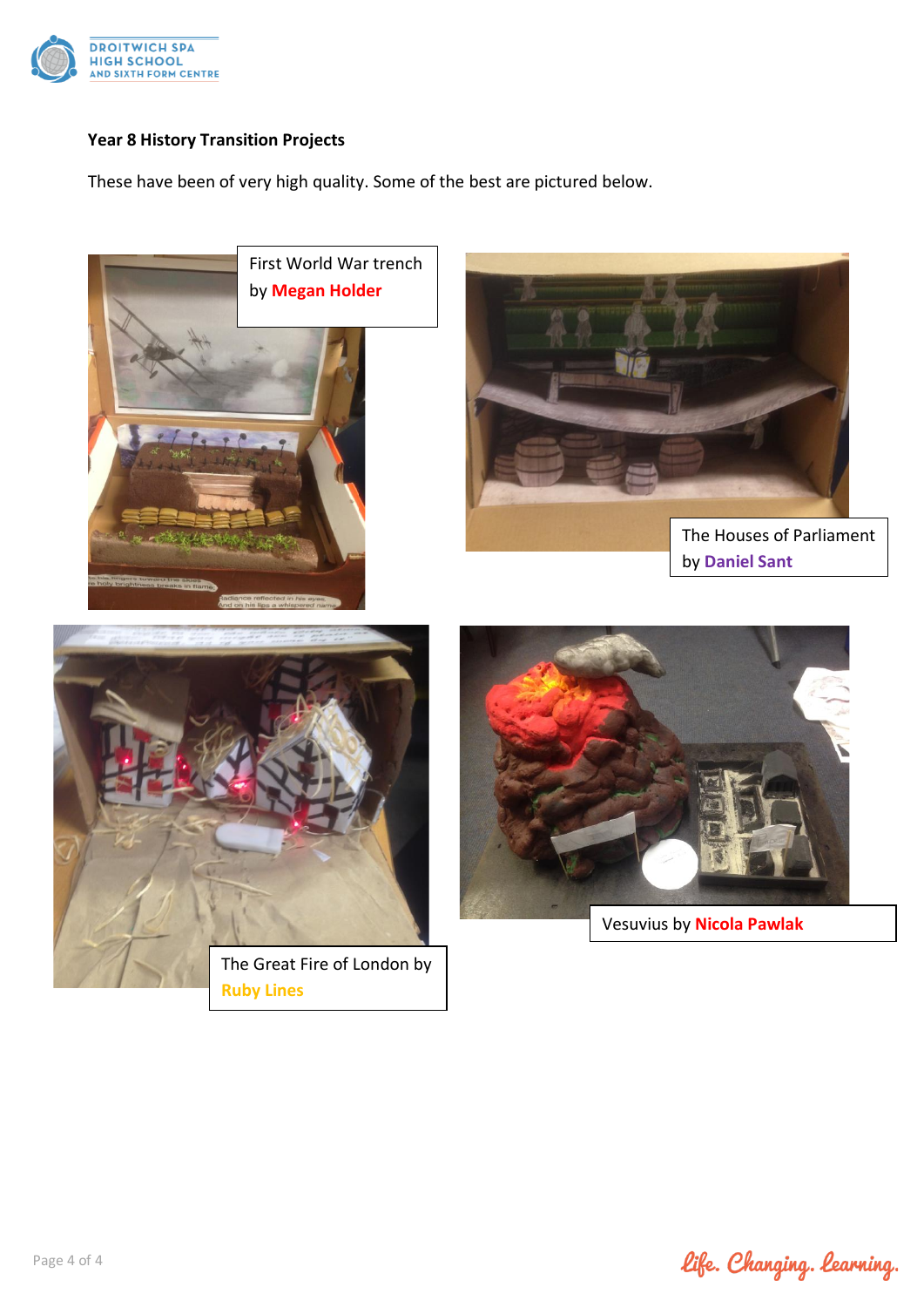**Year 8 History Transition Projects**

These have been of very high quality. Some of the best are pictured below.

First World War trench by **Megan Holder**

The Houses of Parliament by **Daniel Sant**

The Great Fire of London by **Ruby Lines**

Vesuvius by **Nicola Pawlak**